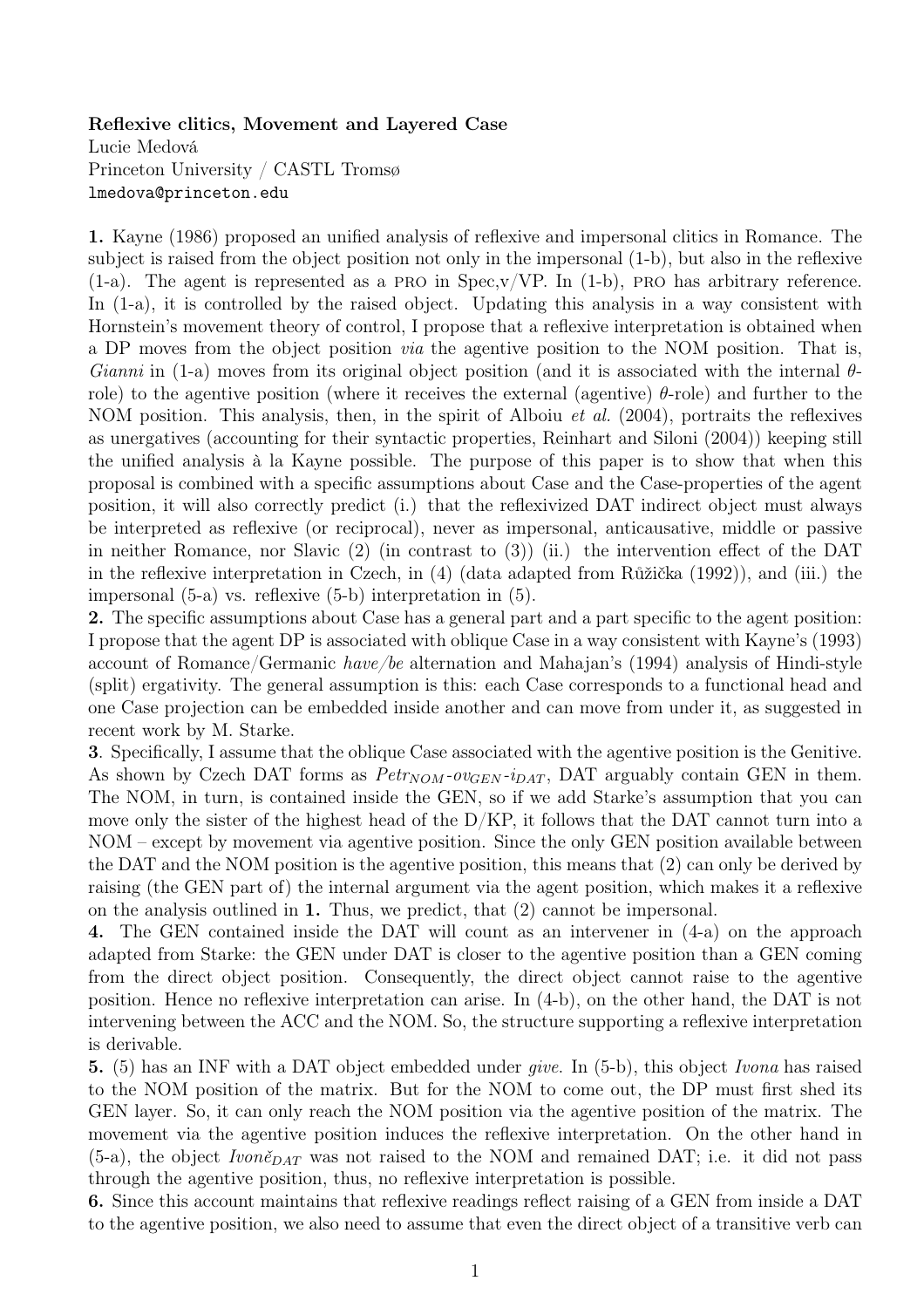**Reflexive clitics, Movement and Layered Case**
Lucie Medová
Princeton University / CASTL Tromsø
lmedova@princeton.edu

**1.** Kayne (1986) proposed an unified analysis of reflexive and impersonal clitics in Romance. The subject is raised from the object position not only in the impersonal (1-b), but also in the reflexive (1-a). The agent is represented as a PRO in Spec,v/VP. In (1-b), PRO has arbitrary reference. In (1-a), it is controlled by the raised object. Updating this analysis in a way consistent with Hornstein's movement theory of control, I propose that a reflexive interpretation is obtained when a DP moves from the object position *via* the agentive position to the NOM position. That is, *Gianni* in (1-a) moves from its original object position (and it is associated with the internal $\theta$-role) to the agentive position (where it receives the external (agentive) $\theta$-role) and further to the NOM position. This analysis, then, in the spirit of Alboiu *et al.* (2004), portraits the reflexives as unergatives (accounting for their syntactic properties, Reinhart and Siloni (2004)) keeping still the unified analysis à la Kayne possible. The purpose of this paper is to show that when this proposal is combined with a specific assumptions about Case and the Case-properties of the agent position, it will also correctly predict (i.) that the reflexivized DAT indirect object must always be interpreted as reflexive (or reciprocal), never as impersonal, anticausative, middle or passive in neither Romance, nor Slavic (2) (in contrast to (3)) (ii.) the intervention effect of the DAT in the reflexive interpretation in Czech, in (4) (data adapted from Růžička (1992)), and (iii.) the impersonal (5-a) vs. reflexive (5-b) interpretation in (5).

**2.** The specific assumptions about Case has a general part and a part specific to the agent position: I propose that the agent DP is associated with oblique Case in a way consistent with Kayne's (1993) account of Romance/Germanic *have/be* alternation and Mahajan's (1994) analysis of Hindi-style (split) ergativity. The general assumption is this: each Case corresponds to a functional head and one Case projection can be embedded inside another and can move from under it, as suggested in recent work by M. Starke.

**3**. Specifically, I assume that the oblique Case associated with the agentive position is the Genitive. As shown by Czech DAT forms as $Petr_{NOM}$-$ov_{GEN}$-$i_{DAT}$, DAT arguably contain GEN in them. The NOM, in turn, is contained inside the GEN, so if we add Starke's assumption that you can move only the sister of the highest head of the D/KP, it follows that the DAT cannot turn into a NOM – except by movement via agentive position. Since the only GEN position available between the DAT and the NOM position is the agentive position, this means that (2) can only be derived by raising (the GEN part of) the internal argument via the agent position, which makes it a reflexive on the analysis outlined in **1.** Thus, we predict, that (2) cannot be impersonal.

**4.** The GEN contained inside the DAT will count as an intervener in (4-a) on the approach adapted from Starke: the GEN under DAT is closer to the agentive position than a GEN coming from the direct object position. Consequently, the direct object cannot raise to the agentive position. Hence no reflexive interpretation can arise. In (4-b), on the other hand, the DAT is not intervening between the ACC and the NOM. So, the structure supporting a reflexive interpretation is derivable.

**5.** (5) has an INF with a DAT object embedded under *give*. In (5-b), this object *Ivona* has raised to the NOM position of the matrix. But for the NOM to come out, the DP must first shed its GEN layer. So, it can only reach the NOM position via the agentive position of the matrix. The movement via the agentive position induces the reflexive interpretation. On the other hand in (5-a), the object $Ivoně_{DAT}$ was not raised to the NOM and remained DAT; i.e. it did not pass through the agentive position, thus, no reflexive interpretation is possible.

**6.** Since this account maintains that reflexive readings reflect raising of a GEN from inside a DAT to the agentive position, we also need to assume that even the direct object of a transitive verb can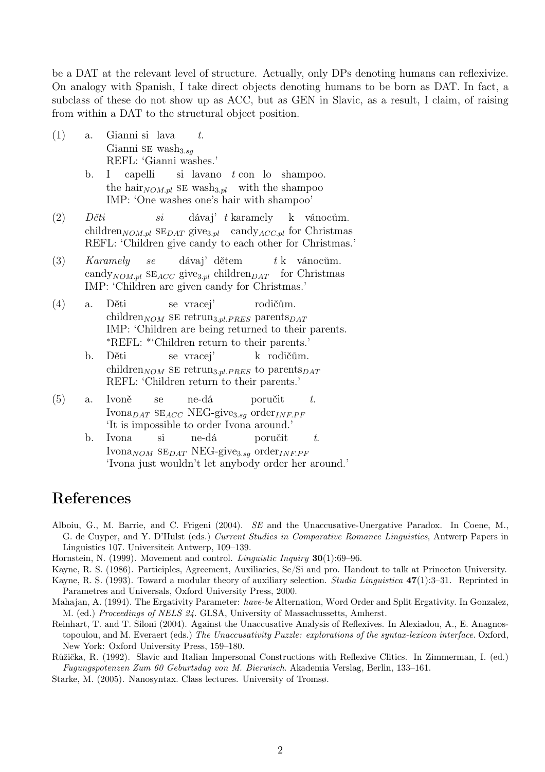be a DAT at the relevant level of structure. Actually, only DPs denoting humans can reflexivize. On analogy with Spanish, I take direct objects denoting humans to be born as DAT. In fact, a subclass of these do not show up as ACC, but as GEN in Slavic, as a result, I claim, of raising from within a DAT to the structural object position.

(1) a. Gianni si lava *t*.
Gianni SE $\text{wash}_{3.sg}$
REFL: 'Gianni washes.'

b. I capelli si lavano *t* con lo shampoo.
the $\text{hair}_{NOM.pl}$ SE $\text{wash}_{3.pl}$ with the shampoo
IMP: 'One washes one's hair with shampoo'

(2) *Děti si* dávaj' *t* karamely k vánocům.
$\text{children}_{NOM.pl}$ $\text{SE}_{DAT}$ $\text{give}_{3.pl}$ $\text{candy}_{ACC.pl}$ for Christmas
REFL: 'Children give candy to each other for Christmas.'

(3) *Karamely se* dávaj' dětem *t* k vánocům.
$\text{candy}_{NOM.pl}$ $\text{SE}_{ACC}$ $\text{give}_{3.pl}$ $\text{children}_{DAT}$ for Christmas
IMP: 'Children are given candy for Christmas.'

(4) a. Děti se vracej' rodičům.
$\text{children}_{NOM}$ SE $\text{retrun}_{3.pl.PRES}$ $\text{parents}_{DAT}$
IMP: 'Children are being returned to their parents.
*REFL: *'Children return to their parents.'

b. Děti se vracej' k rodičům.
$\text{children}_{NOM}$ SE $\text{retrun}_{3.pl.PRES}$ to $\text{parents}_{DAT}$
REFL: 'Children return to their parents.'

(5) a. Ivoně se ne-dá poručit *t*.
$\text{Ivona}_{DAT}$ $\text{SE}_{ACC}$ NEG-$\text{give}_{3.sg}$ $\text{order}_{INF.PF}$
'It is impossible to order Ivona around.'

b. Ivona si ne-dá poručit *t*.
$\text{Ivona}_{NOM}$ $\text{SE}_{DAT}$ NEG-$\text{give}_{3.sg}$ $\text{order}_{INF.PF}$
'Ivona just wouldn't let anybody order her around.'

# References

Alboiu, G., M. Barrie, and C. Frigeni (2004). *SE* and the Unaccusative-Unergative Paradox. In Coene, M., G. de Cuyper, and Y. D'Hulst (eds.) *Current Studies in Comparative Romance Linguistics*, Antwerp Papers in Linguistics 107. Universiteit Antwerp, 109–139.

Hornstein, N. (1999). Movement and control. *Linguistic Inquiry* **30**(1):69–96.

Kayne, R. S. (1986). Participles, Agreement, Auxiliaries, Se/Si and pro. Handout to talk at Princeton University.

Kayne, R. S. (1993). Toward a modular theory of auxiliary selection. *Studia Linguistica* **47**(1):3–31. Reprinted in Parametres and Universals, Oxford University Press, 2000.

Mahajan, A. (1994). The Ergativity Parameter: *have-be* Alternation, Word Order and Split Ergativity. In Gonzalez, M. (ed.) *Proceedings of NELS 24*. GLSA, University of Massachussetts, Amherst.

Reinhart, T. and T. Siloni (2004). Against the Unaccusative Analysis of Reflexives. In Alexiadou, A., E. Anagnostopoulou, and M. Everaert (eds.) *The Unaccusativity Puzzle: explorations of the syntax-lexicon interface*. Oxford, New York: Oxford University Press, 159–180.

Růžička, R. (1992). Slavic and Italian Impersonal Constructions with Reflexive Clitics. In Zimmerman, I. (ed.) *Fugungspotenzen Zum 60 Geburtsdag von M. Bierwisch*. Akademia Verslag, Berlin, 133–161.

Starke, M. (2005). Nanosyntax. Class lectures. University of Tromsø.